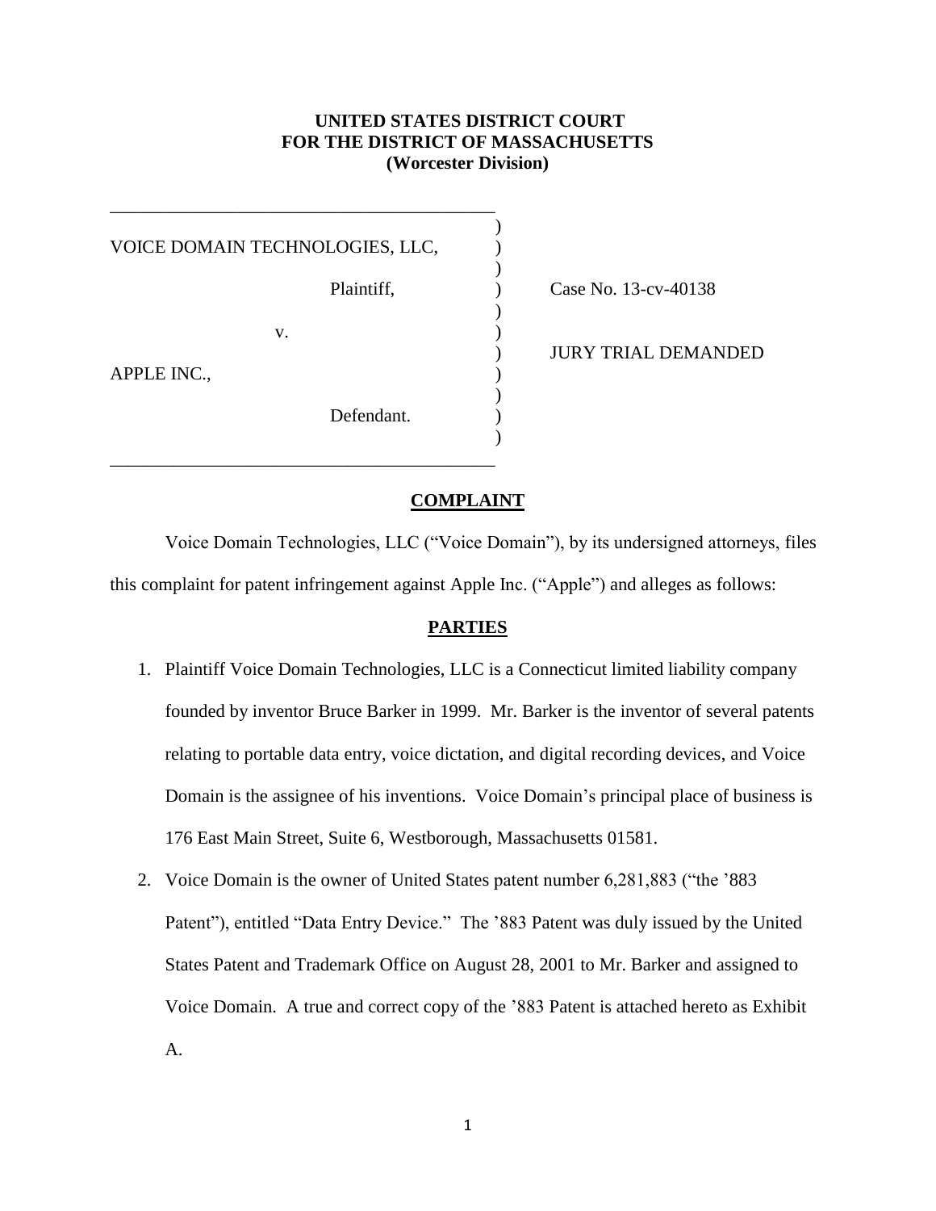**UNITED STATES DISTRICT COURT**
**FOR THE DISTRICT OF MASSACHUSETTS**
**(Worcester Division)**

| | |
|---|---|
| VOICE DOMAIN TECHNOLOGIES, LLC, | |
| Plaintiff, | Case No. 13-cv-40138 |
| v. | JURY TRIAL DEMANDED |
| APPLE INC., | |
| Defendant. | |

## COMPLAINT

Voice Domain Technologies, LLC ("Voice Domain"), by its undersigned attorneys, files this complaint for patent infringement against Apple Inc. ("Apple") and alleges as follows:

## PARTIES

1. Plaintiff Voice Domain Technologies, LLC is a Connecticut limited liability company founded by inventor Bruce Barker in 1999. Mr. Barker is the inventor of several patents relating to portable data entry, voice dictation, and digital recording devices, and Voice Domain is the assignee of his inventions. Voice Domain's principal place of business is 176 East Main Street, Suite 6, Westborough, Massachusetts 01581.

2. Voice Domain is the owner of United States patent number 6,281,883 ("the '883 Patent"), entitled "Data Entry Device." The '883 Patent was duly issued by the United States Patent and Trademark Office on August 28, 2001 to Mr. Barker and assigned to Voice Domain. A true and correct copy of the '883 Patent is attached hereto as Exhibit A.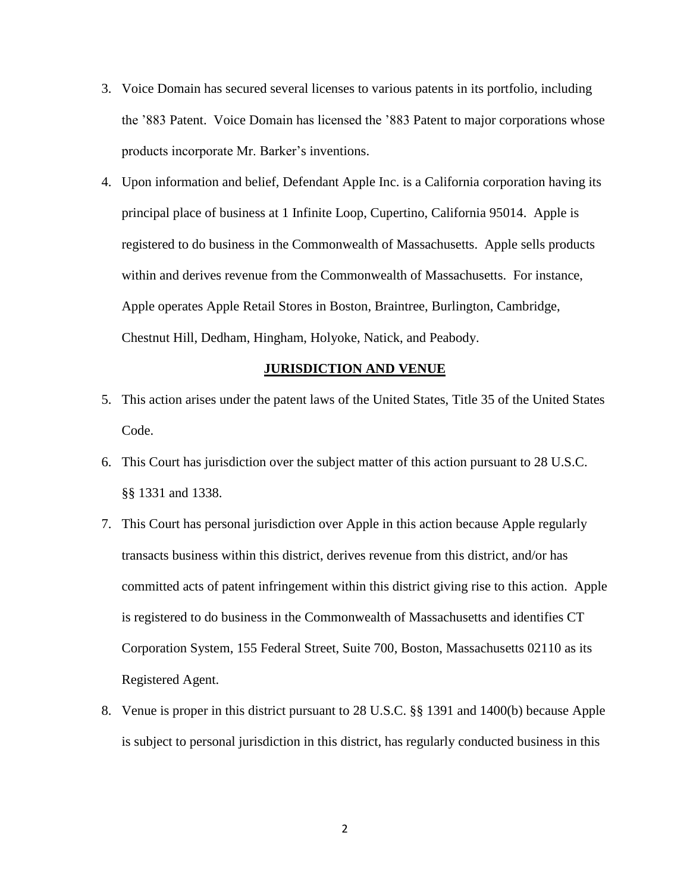3. Voice Domain has secured several licenses to various patents in its portfolio, including the ’883 Patent. Voice Domain has licensed the ’883 Patent to major corporations whose products incorporate Mr. Barker’s inventions.

4. Upon information and belief, Defendant Apple Inc. is a California corporation having its principal place of business at 1 Infinite Loop, Cupertino, California 95014. Apple is registered to do business in the Commonwealth of Massachusetts. Apple sells products within and derives revenue from the Commonwealth of Massachusetts. For instance, Apple operates Apple Retail Stores in Boston, Braintree, Burlington, Cambridge, Chestnut Hill, Dedham, Hingham, Holyoke, Natick, and Peabody.

## JURISDICTION AND VENUE

5. This action arises under the patent laws of the United States, Title 35 of the United States Code.

6. This Court has jurisdiction over the subject matter of this action pursuant to 28 U.S.C. §§ 1331 and 1338.

7. This Court has personal jurisdiction over Apple in this action because Apple regularly transacts business within this district, derives revenue from this district, and/or has committed acts of patent infringement within this district giving rise to this action. Apple is registered to do business in the Commonwealth of Massachusetts and identifies CT Corporation System, 155 Federal Street, Suite 700, Boston, Massachusetts 02110 as its Registered Agent.

8. Venue is proper in this district pursuant to 28 U.S.C. §§ 1391 and 1400(b) because Apple is subject to personal jurisdiction in this district, has regularly conducted business in this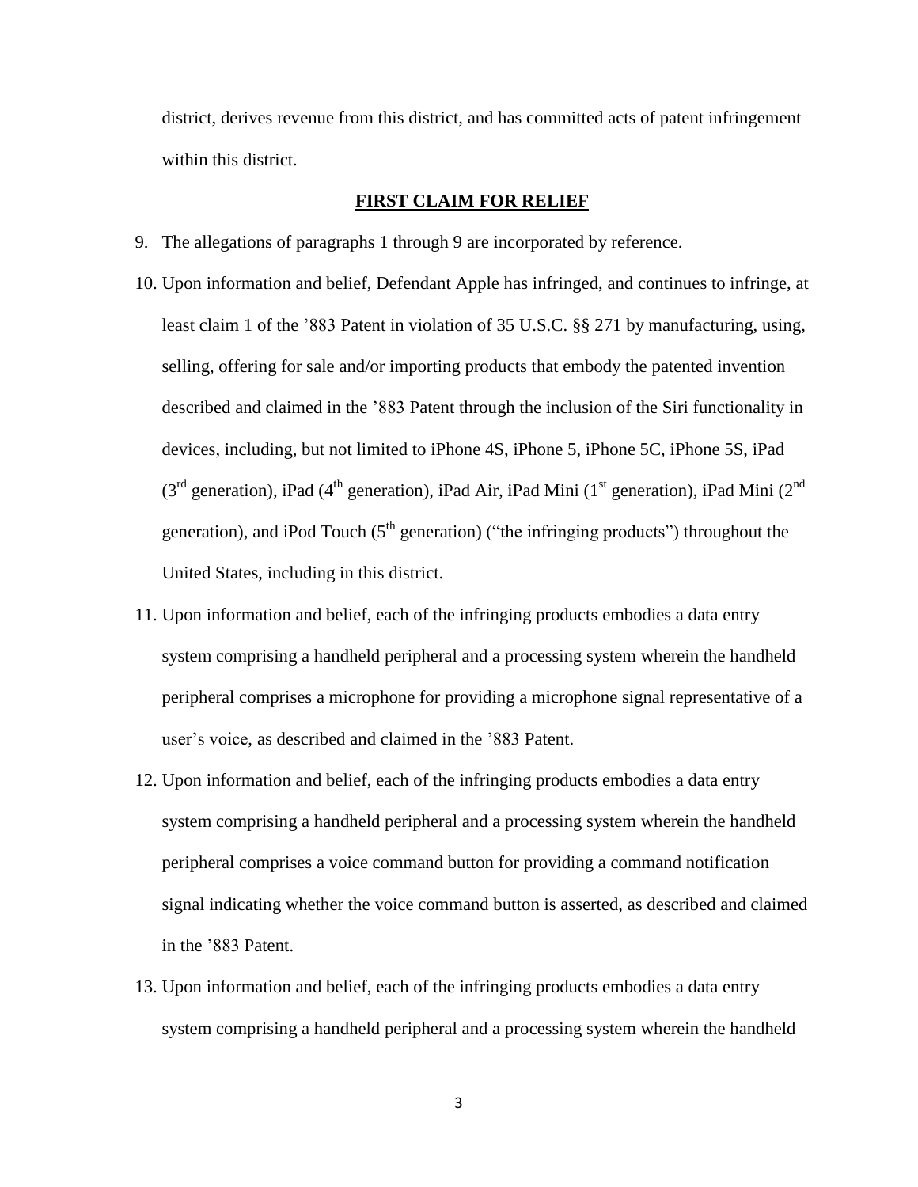district, derives revenue from this district, and has committed acts of patent infringement within this district.

**FIRST CLAIM FOR RELIEF**

9. The allegations of paragraphs 1 through 9 are incorporated by reference.

10. Upon information and belief, Defendant Apple has infringed, and continues to infringe, at least claim 1 of the ’883 Patent in violation of 35 U.S.C. §§ 271 by manufacturing, using, selling, offering for sale and/or importing products that embody the patented invention described and claimed in the ’883 Patent through the inclusion of the Siri functionality in devices, including, but not limited to iPhone 4S, iPhone 5, iPhone 5C, iPhone 5S, iPad (3rd generation), iPad (4th generation), iPad Air, iPad Mini (1st generation), iPad Mini (2nd generation), and iPod Touch (5th generation) (“the infringing products”) throughout the United States, including in this district.

11. Upon information and belief, each of the infringing products embodies a data entry system comprising a handheld peripheral and a processing system wherein the handheld peripheral comprises a microphone for providing a microphone signal representative of a user’s voice, as described and claimed in the ’883 Patent.

12. Upon information and belief, each of the infringing products embodies a data entry system comprising a handheld peripheral and a processing system wherein the handheld peripheral comprises a voice command button for providing a command notification signal indicating whether the voice command button is asserted, as described and claimed in the ’883 Patent.

13. Upon information and belief, each of the infringing products embodies a data entry system comprising a handheld peripheral and a processing system wherein the handheld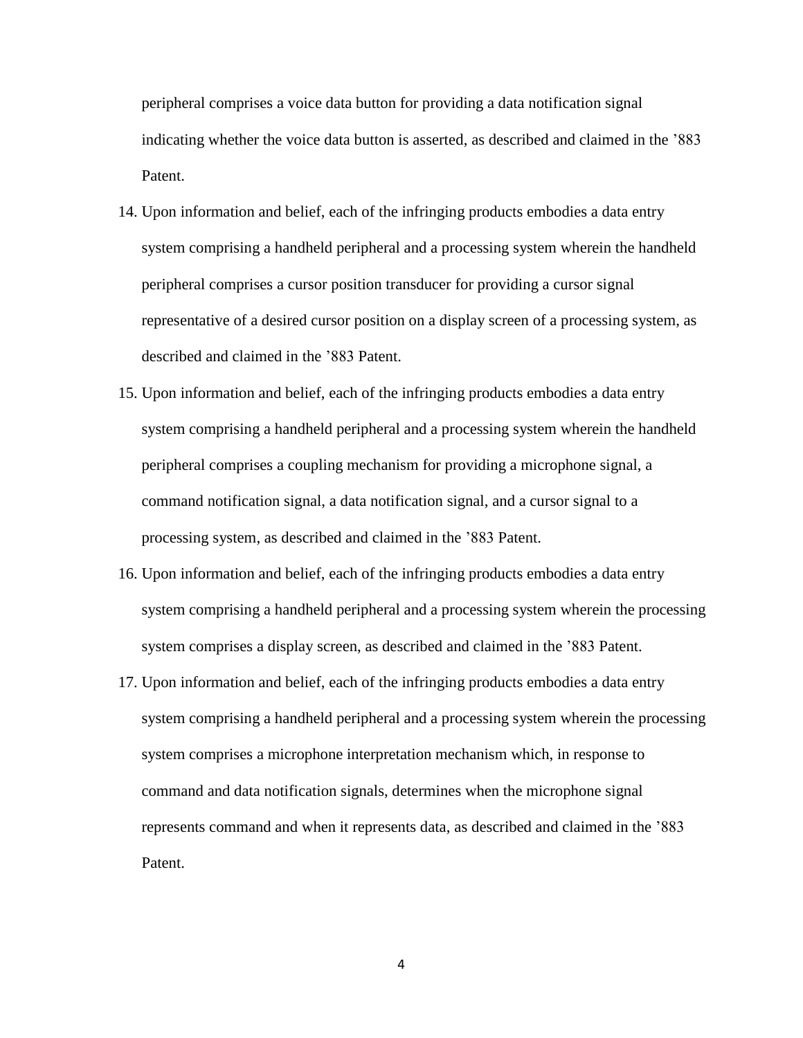peripheral comprises a voice data button for providing a data notification signal indicating whether the voice data button is asserted, as described and claimed in the ’883 Patent.

14. Upon information and belief, each of the infringing products embodies a data entry system comprising a handheld peripheral and a processing system wherein the handheld peripheral comprises a cursor position transducer for providing a cursor signal representative of a desired cursor position on a display screen of a processing system, as described and claimed in the ’883 Patent.

15. Upon information and belief, each of the infringing products embodies a data entry system comprising a handheld peripheral and a processing system wherein the handheld peripheral comprises a coupling mechanism for providing a microphone signal, a command notification signal, a data notification signal, and a cursor signal to a processing system, as described and claimed in the ’883 Patent.

16. Upon information and belief, each of the infringing products embodies a data entry system comprising a handheld peripheral and a processing system wherein the processing system comprises a display screen, as described and claimed in the ’883 Patent.

17. Upon information and belief, each of the infringing products embodies a data entry system comprising a handheld peripheral and a processing system wherein the processing system comprises a microphone interpretation mechanism which, in response to command and data notification signals, determines when the microphone signal represents command and when it represents data, as described and claimed in the ’883 Patent.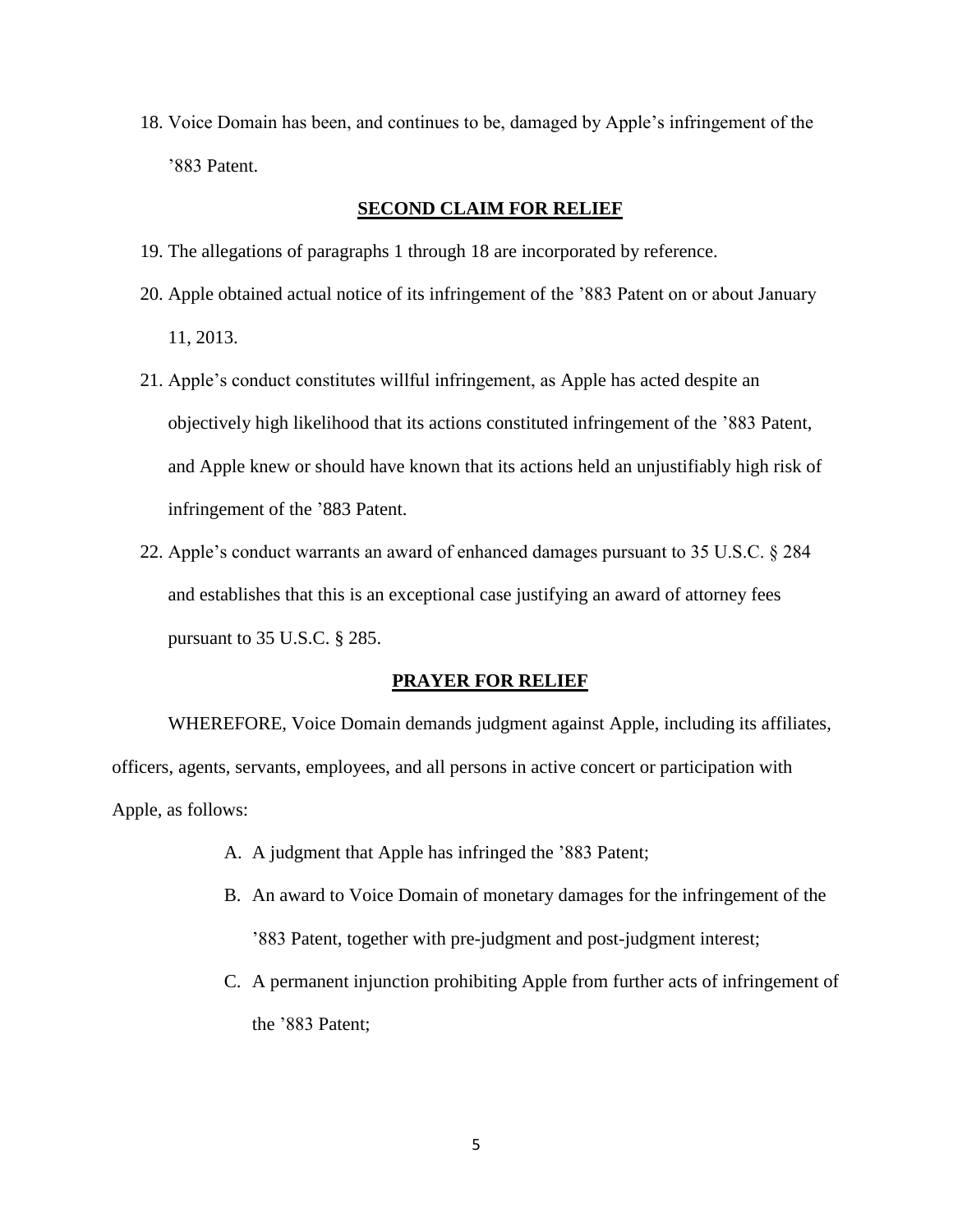18. Voice Domain has been, and continues to be, damaged by Apple's infringement of the '883 Patent.

## SECOND CLAIM FOR RELIEF

19. The allegations of paragraphs 1 through 18 are incorporated by reference.
20. Apple obtained actual notice of its infringement of the '883 Patent on or about January 11, 2013.
21. Apple's conduct constitutes willful infringement, as Apple has acted despite an objectively high likelihood that its actions constituted infringement of the '883 Patent, and Apple knew or should have known that its actions held an unjustifiably high risk of infringement of the '883 Patent.
22. Apple's conduct warrants an award of enhanced damages pursuant to 35 U.S.C. § 284 and establishes that this is an exceptional case justifying an award of attorney fees pursuant to 35 U.S.C. § 285.

## PRAYER FOR RELIEF

WHEREFORE, Voice Domain demands judgment against Apple, including its affiliates, officers, agents, servants, employees, and all persons in active concert or participation with Apple, as follows:

A. A judgment that Apple has infringed the '883 Patent;

B. An award to Voice Domain of monetary damages for the infringement of the '883 Patent, together with pre-judgment and post-judgment interest;

C. A permanent injunction prohibiting Apple from further acts of infringement of the '883 Patent;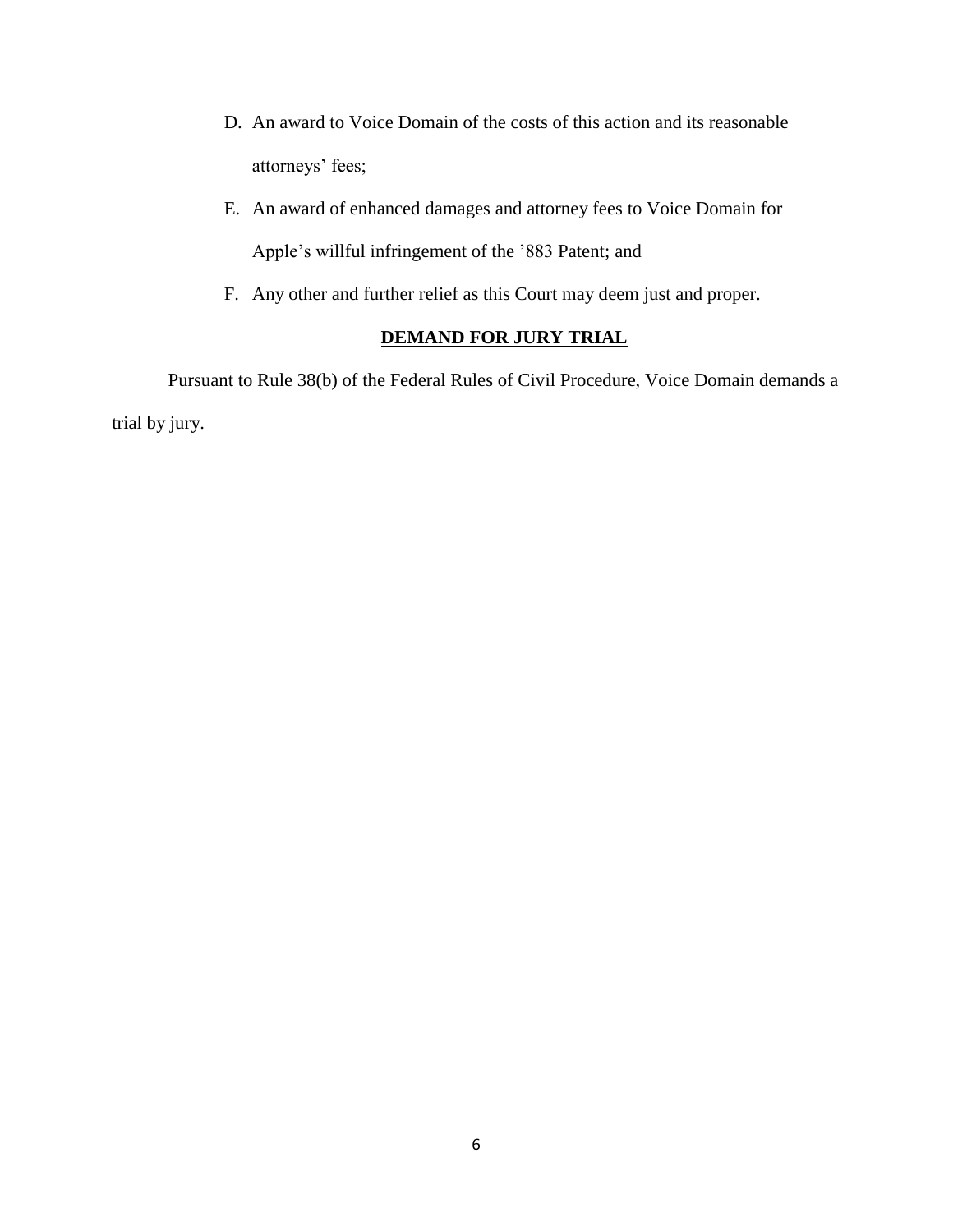D. An award to Voice Domain of the costs of this action and its reasonable attorneys' fees;

E. An award of enhanced damages and attorney fees to Voice Domain for Apple's willful infringement of the '883 Patent; and

F. Any other and further relief as this Court may deem just and proper.

**DEMAND FOR JURY TRIAL**

Pursuant to Rule 38(b) of the Federal Rules of Civil Procedure, Voice Domain demands a trial by jury.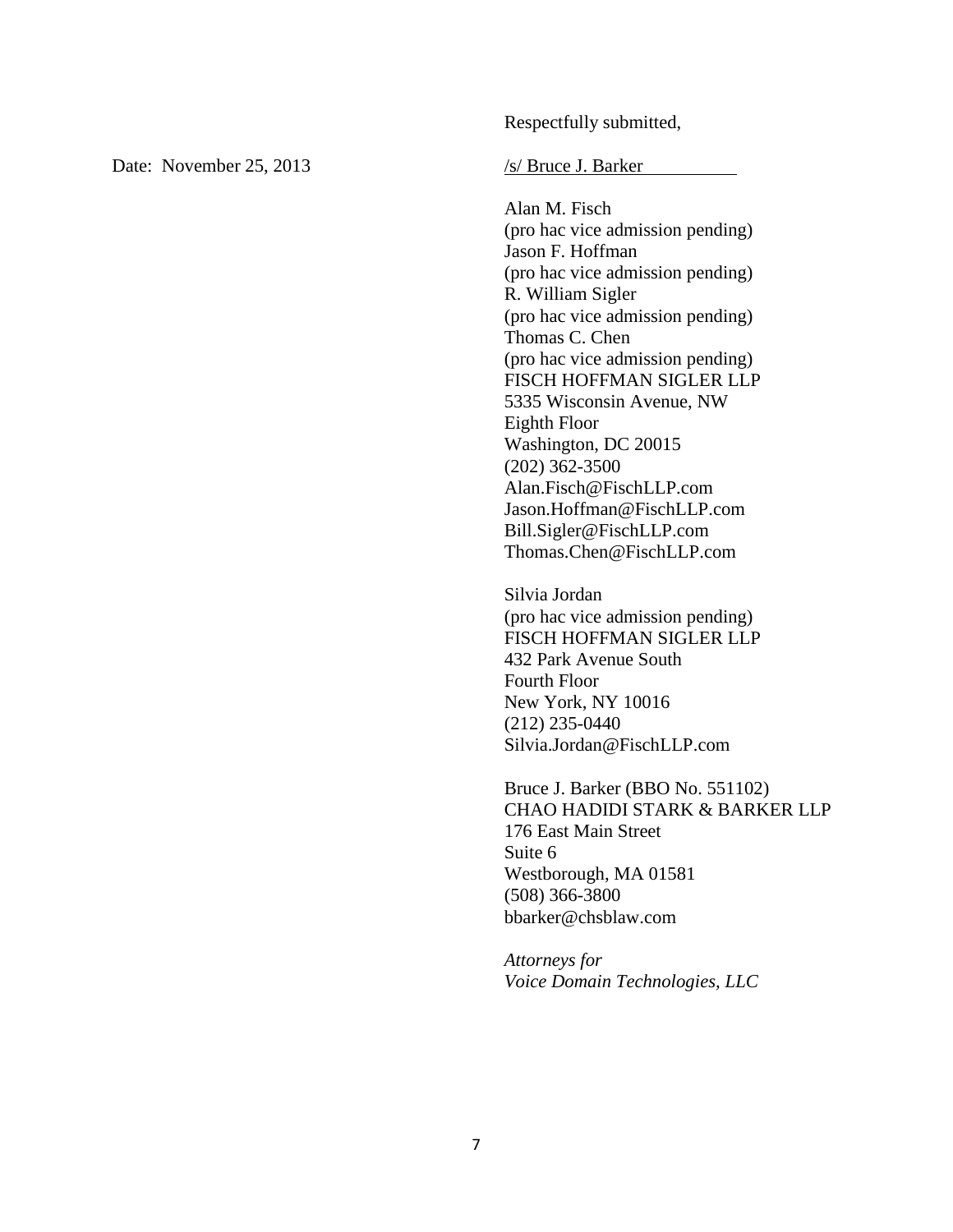Respectfully submitted,

Date: November 25, 2013

/s/ Bruce J. Barker

Alan M. Fisch
(pro hac vice admission pending)
Jason F. Hoffman
(pro hac vice admission pending)
R. William Sigler
(pro hac vice admission pending)
Thomas C. Chen
(pro hac vice admission pending)
FISCH HOFFMAN SIGLER LLP
5335 Wisconsin Avenue, NW
Eighth Floor
Washington, DC 20015
(202) 362-3500
Alan.Fisch@FischLLP.com
Jason.Hoffman@FischLLP.com
Bill.Sigler@FischLLP.com
Thomas.Chen@FischLLP.com

Silvia Jordan
(pro hac vice admission pending)
FISCH HOFFMAN SIGLER LLP
432 Park Avenue South
Fourth Floor
New York, NY 10016
(212) 235-0440
Silvia.Jordan@FischLLP.com

Bruce J. Barker (BBO No. 551102)
CHAO HADIDI STARK & BARKER LLP
176 East Main Street
Suite 6
Westborough, MA 01581
(508) 366-3800
bbarker@chsblaw.com

*Attorneys for*
*Voice Domain Technologies, LLC*